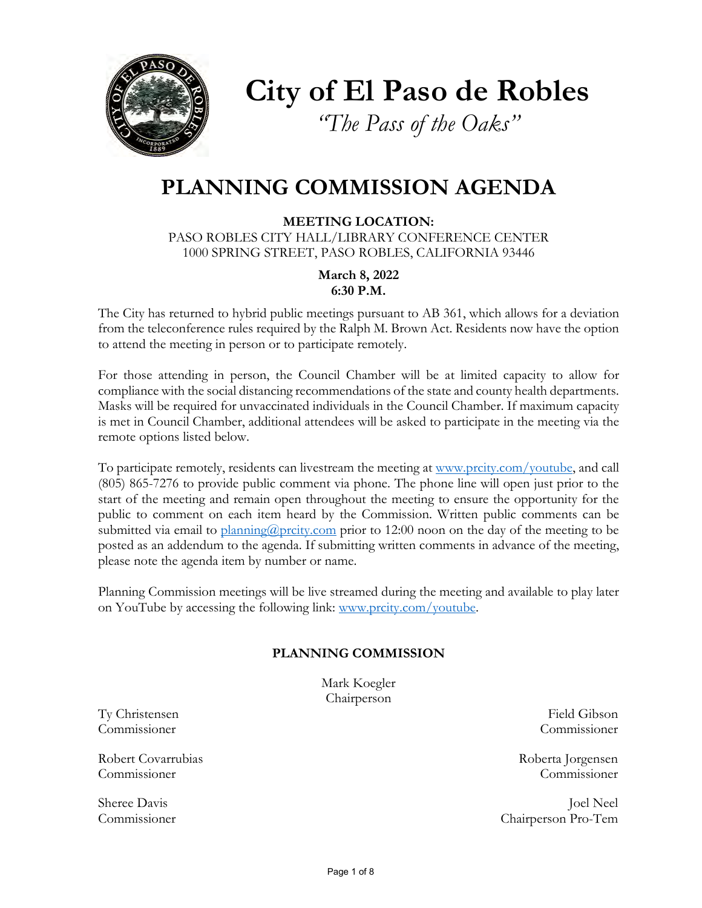# City of El Paso de Robles

*"The Pass of the Oaks"*

# PLANNING COMMISSION AGENDA

**MEETING LOCATION:**
PASO ROBLES CITY HALL/LIBRARY CONFERENCE CENTER
1000 SPRING STREET, PASO ROBLES, CALIFORNIA 93446

**March 8, 2022**
**6:30 P.M.**

The City has returned to hybrid public meetings pursuant to AB 361, which allows for a deviation from the teleconference rules required by the Ralph M. Brown Act. Residents now have the option to attend the meeting in person or to participate remotely.

For those attending in person, the Council Chamber will be at limited capacity to allow for compliance with the social distancing recommendations of the state and county health departments. Masks will be required for unvaccinated individuals in the Council Chamber. If maximum capacity is met in Council Chamber, additional attendees will be asked to participate in the meeting via the remote options listed below.

To participate remotely, residents can livestream the meeting at www.prcity.com/youtube, and call (805) 865-7276 to provide public comment via phone. The phone line will open just prior to the start of the meeting and remain open throughout the meeting to ensure the opportunity for the public to comment on each item heard by the Commission. Written public comments can be submitted via email to planning@prcity.com prior to 12:00 noon on the day of the meeting to be posted as an addendum to the agenda. If submitting written comments in advance of the meeting, please note the agenda item by number or name.

Planning Commission meetings will be live streamed during the meeting and available to play later on YouTube by accessing the following link: www.prcity.com/youtube.

## PLANNING COMMISSION

Mark Koegler
Chairperson

Ty Christensen
Commissioner

Field Gibson
Commissioner

Robert Covarrubias
Commissioner

Roberta Jorgensen
Commissioner

Sheree Davis
Commissioner

Joel Neel
Chairperson Pro-Tem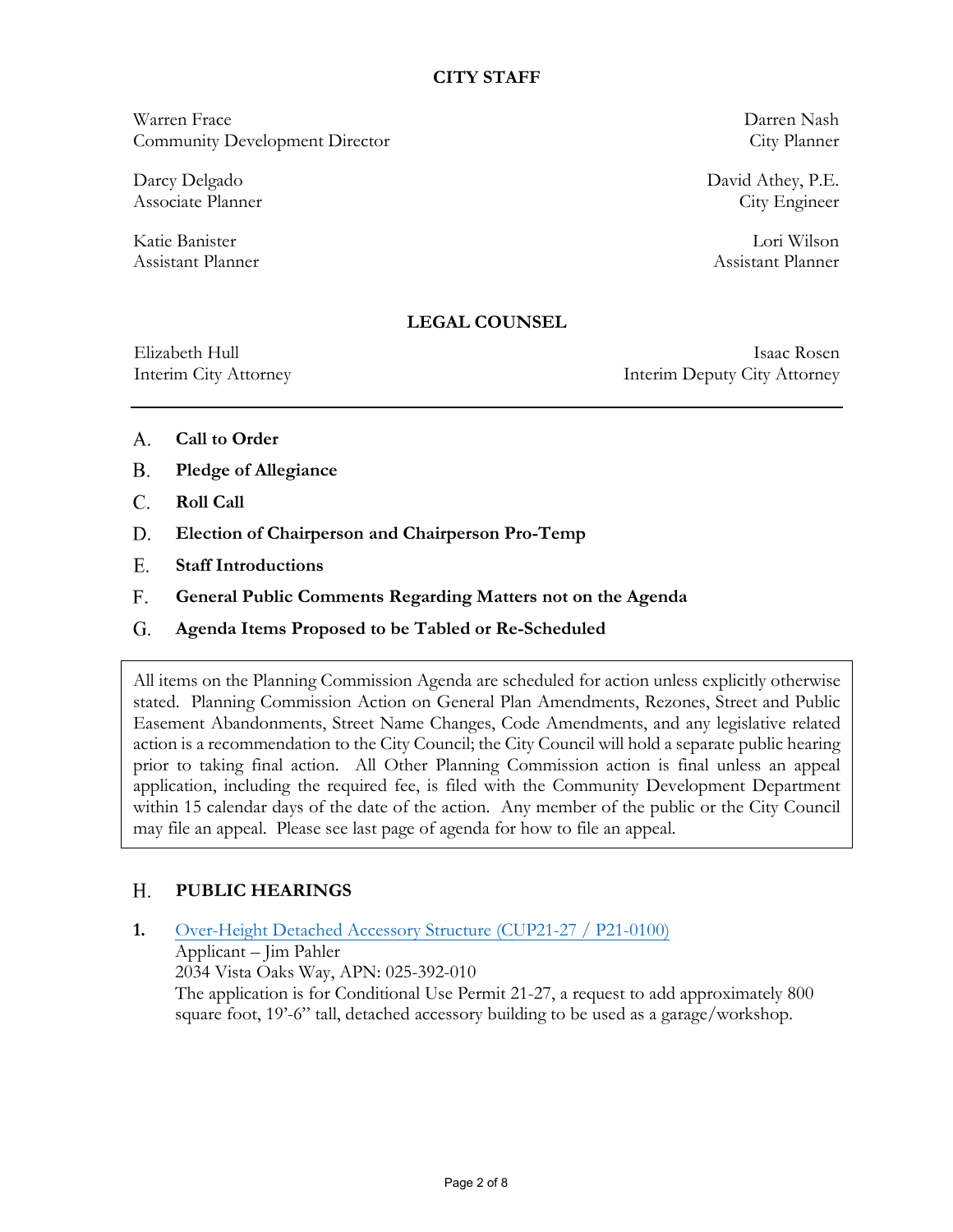**CITY STAFF**

Warren Frace
Community Development Director

Darren Nash
City Planner

Darcy Delgado
Associate Planner

David Athey, P.E.
City Engineer

Katie Banister
Assistant Planner

Lori Wilson
Assistant Planner

**LEGAL COUNSEL**

Elizabeth Hull
Interim City Attorney

Isaac Rosen
Interim Deputy City Attorney

---

A. **Call to Order**

B. **Pledge of Allegiance**

C. **Roll Call**

D. **Election of Chairperson and Chairperson Pro-Temp**

E. **Staff Introductions**

F. **General Public Comments Regarding Matters not on the Agenda**

G. **Agenda Items Proposed to be Tabled or Re-Scheduled**

All items on the Planning Commission Agenda are scheduled for action unless explicitly otherwise stated. Planning Commission Action on General Plan Amendments, Rezones, Street and Public Easement Abandonments, Street Name Changes, Code Amendments, and any legislative related action is a recommendation to the City Council; the City Council will hold a separate public hearing prior to taking final action. All Other Planning Commission action is final unless an appeal application, including the required fee, is filed with the Community Development Department within 15 calendar days of the date of the action. Any member of the public or the City Council may file an appeal. Please see last page of agenda for how to file an appeal.

## H. PUBLIC HEARINGS

**1.** Over-Height Detached Accessory Structure (CUP21-27 / P21-0100)
Applicant – Jim Pahler
2034 Vista Oaks Way, APN: 025-392-010
The application is for Conditional Use Permit 21-27, a request to add approximately 800 square foot, 19'-6" tall, detached accessory building to be used as a garage/workshop.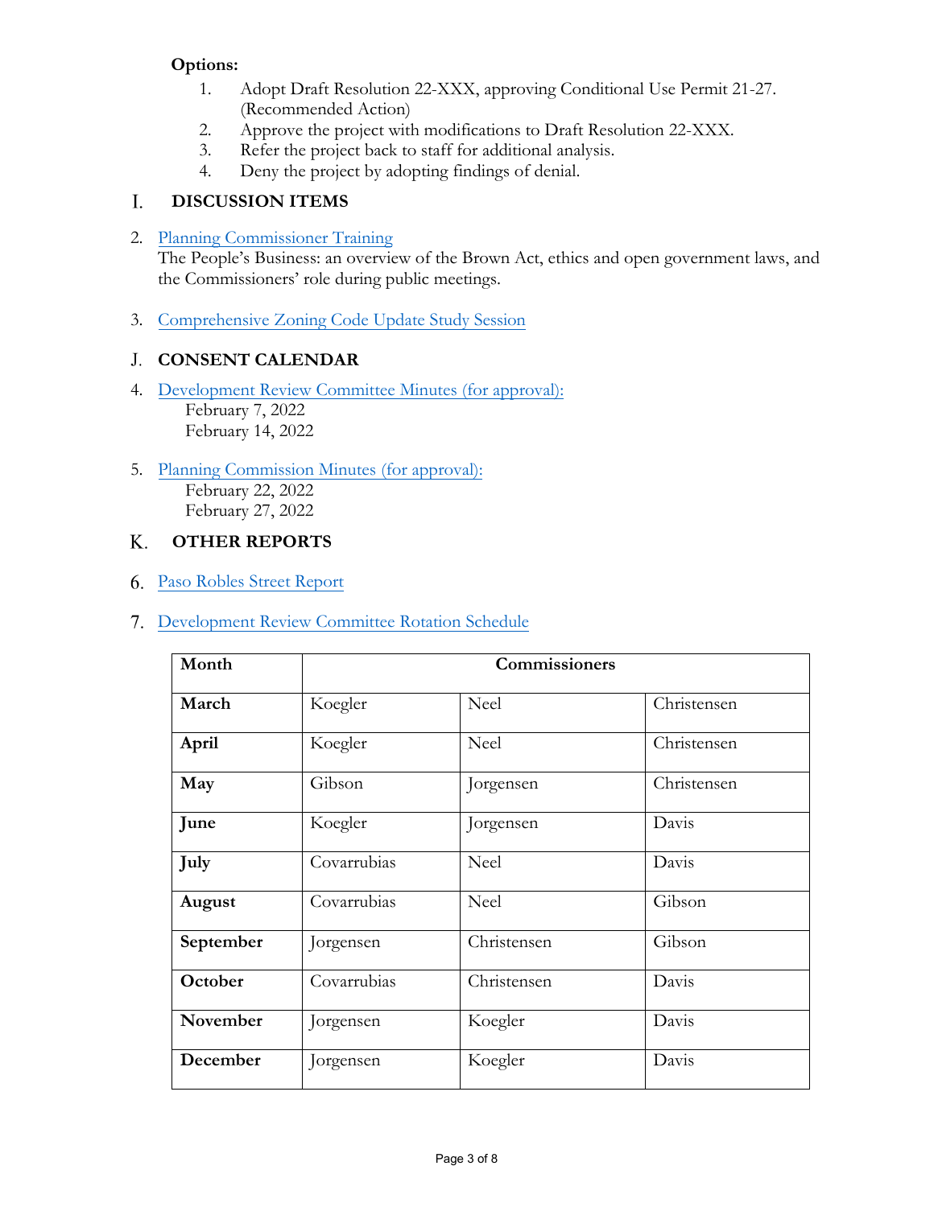**Options:**

1. Adopt Draft Resolution 22-XXX, approving Conditional Use Permit 21-27. (Recommended Action)
2. Approve the project with modifications to Draft Resolution 22-XXX.
3. Refer the project back to staff for additional analysis.
4. Deny the project by adopting findings of denial.

## I. DISCUSSION ITEMS

2. Planning Commissioner Training
   The People's Business: an overview of the Brown Act, ethics and open government laws, and the Commissioners' role during public meetings.

3. Comprehensive Zoning Code Update Study Session

## J. CONSENT CALENDAR

4. Development Review Committee Minutes (for approval):
   February 7, 2022
   February 14, 2022

5. Planning Commission Minutes (for approval):
   February 22, 2022
   February 27, 2022

## K. OTHER REPORTS

6. Paso Robles Street Report

7. Development Review Committee Rotation Schedule

| Month | Commissioners | | |
|---|---|---|---|
| **March** | Koegler | Neel | Christensen |
| **April** | Koegler | Neel | Christensen |
| **May** | Gibson | Jorgensen | Christensen |
| **June** | Koegler | Jorgensen | Davis |
| **July** | Covarrubias | Neel | Davis |
| **August** | Covarrubias | Neel | Gibson |
| **September** | Jorgensen | Christensen | Gibson |
| **October** | Covarrubias | Christensen | Davis |
| **November** | Jorgensen | Koegler | Davis |
| **December** | Jorgensen | Koegler | Davis |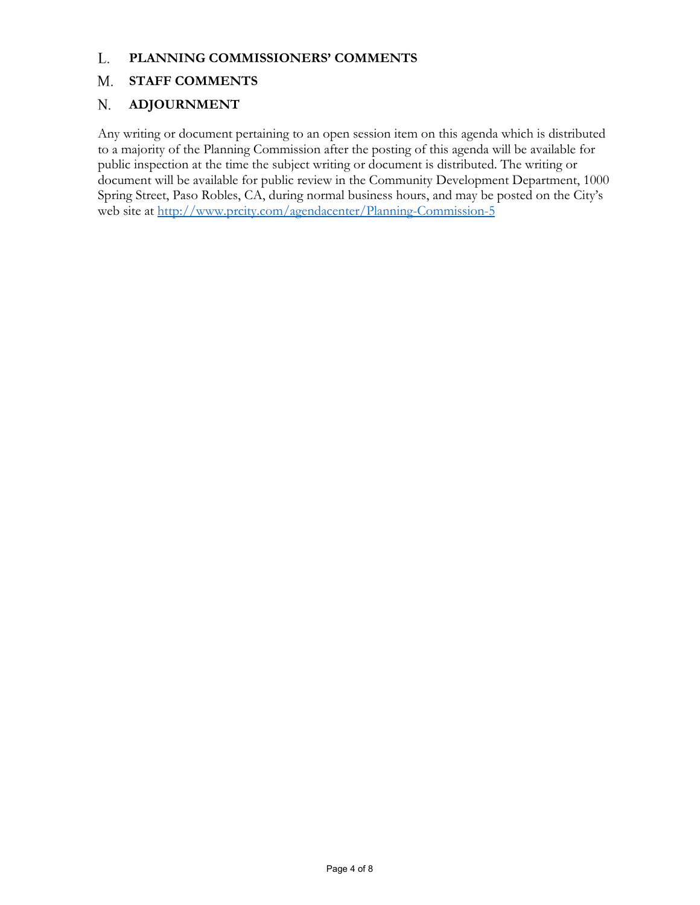## L. PLANNING COMMISSIONERS' COMMENTS

## M. STAFF COMMENTS

## N. ADJOURNMENT

Any writing or document pertaining to an open session item on this agenda which is distributed to a majority of the Planning Commission after the posting of this agenda will be available for public inspection at the time the subject writing or document is distributed. The writing or document will be available for public review in the Community Development Department, 1000 Spring Street, Paso Robles, CA, during normal business hours, and may be posted on the City's web site at http://www.prcity.com/agendacenter/Planning-Commission-5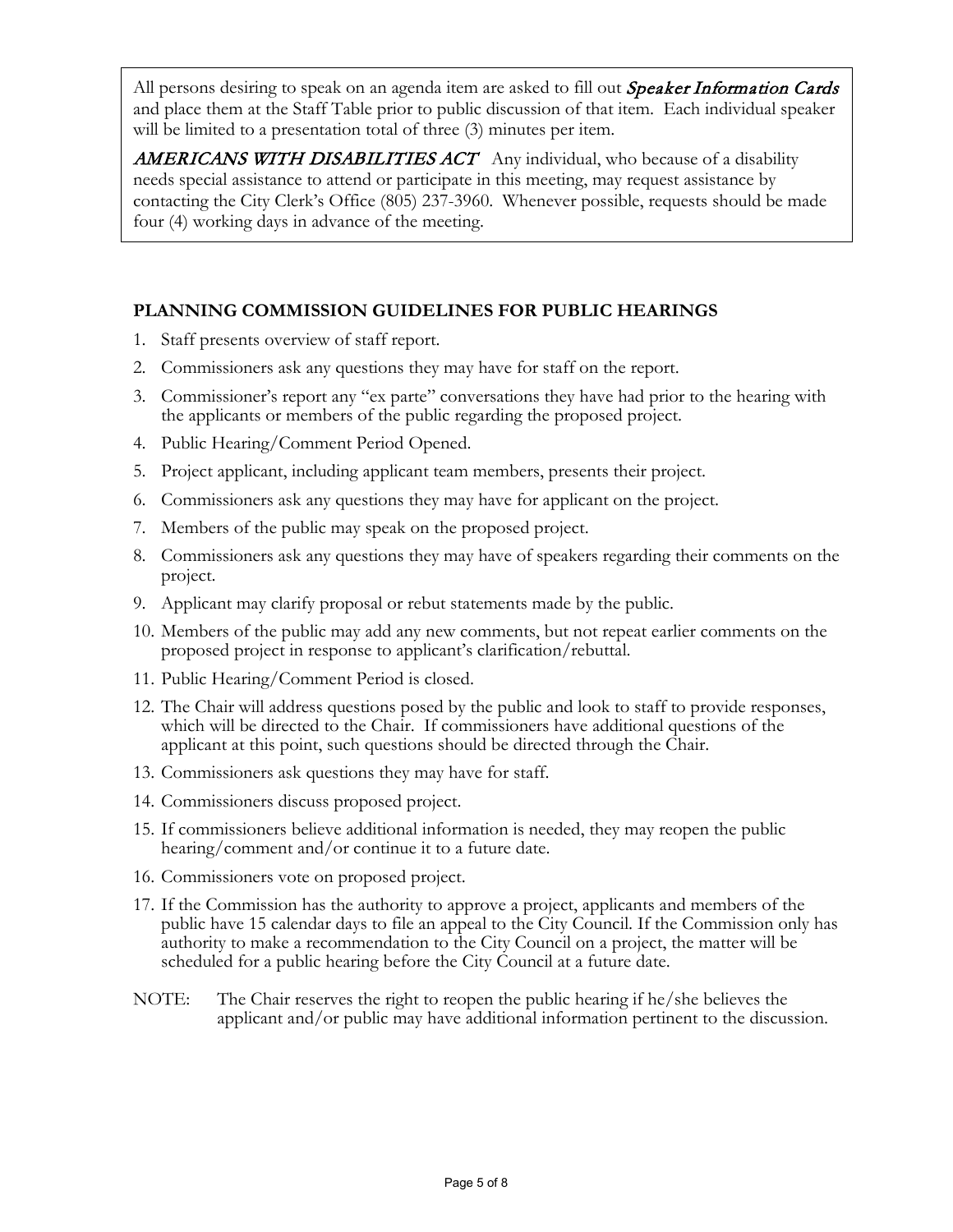All persons desiring to speak on an agenda item are asked to fill out ***Speaker Information Cards*** and place them at the Staff Table prior to public discussion of that item. Each individual speaker will be limited to a presentation total of three (3) minutes per item.

***AMERICANS WITH DISABILITIES ACT*** Any individual, who because of a disability needs special assistance to attend or participate in this meeting, may request assistance by contacting the City Clerk's Office (805) 237-3960. Whenever possible, requests should be made four (4) working days in advance of the meeting.

## PLANNING COMMISSION GUIDELINES FOR PUBLIC HEARINGS

1. Staff presents overview of staff report.
2. Commissioners ask any questions they may have for staff on the report.
3. Commissioner's report any "ex parte" conversations they have had prior to the hearing with the applicants or members of the public regarding the proposed project.
4. Public Hearing/Comment Period Opened.
5. Project applicant, including applicant team members, presents their project.
6. Commissioners ask any questions they may have for applicant on the project.
7. Members of the public may speak on the proposed project.
8. Commissioners ask any questions they may have of speakers regarding their comments on the project.
9. Applicant may clarify proposal or rebut statements made by the public.
10. Members of the public may add any new comments, but not repeat earlier comments on the proposed project in response to applicant's clarification/rebuttal.
11. Public Hearing/Comment Period is closed.
12. The Chair will address questions posed by the public and look to staff to provide responses, which will be directed to the Chair. If commissioners have additional questions of the applicant at this point, such questions should be directed through the Chair.
13. Commissioners ask questions they may have for staff.
14. Commissioners discuss proposed project.
15. If commissioners believe additional information is needed, they may reopen the public hearing/comment and/or continue it to a future date.
16. Commissioners vote on proposed project.
17. If the Commission has the authority to approve a project, applicants and members of the public have 15 calendar days to file an appeal to the City Council. If the Commission only has authority to make a recommendation to the City Council on a project, the matter will be scheduled for a public hearing before the City Council at a future date.

NOTE: The Chair reserves the right to reopen the public hearing if he/she believes the applicant and/or public may have additional information pertinent to the discussion.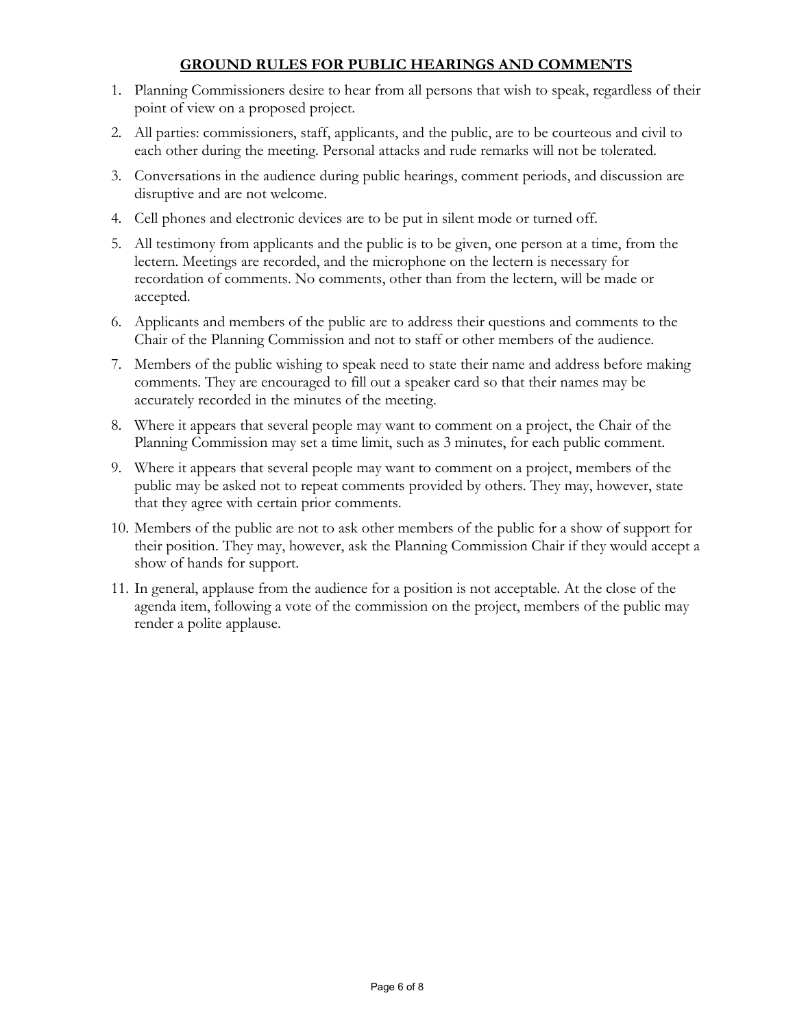## GROUND RULES FOR PUBLIC HEARINGS AND COMMENTS

1. Planning Commissioners desire to hear from all persons that wish to speak, regardless of their point of view on a proposed project.
2. All parties: commissioners, staff, applicants, and the public, are to be courteous and civil to each other during the meeting. Personal attacks and rude remarks will not be tolerated.
3. Conversations in the audience during public hearings, comment periods, and discussion are disruptive and are not welcome.
4. Cell phones and electronic devices are to be put in silent mode or turned off.
5. All testimony from applicants and the public is to be given, one person at a time, from the lectern. Meetings are recorded, and the microphone on the lectern is necessary for recordation of comments. No comments, other than from the lectern, will be made or accepted.
6. Applicants and members of the public are to address their questions and comments to the Chair of the Planning Commission and not to staff or other members of the audience.
7. Members of the public wishing to speak need to state their name and address before making comments. They are encouraged to fill out a speaker card so that their names may be accurately recorded in the minutes of the meeting.
8. Where it appears that several people may want to comment on a project, the Chair of the Planning Commission may set a time limit, such as 3 minutes, for each public comment.
9. Where it appears that several people may want to comment on a project, members of the public may be asked not to repeat comments provided by others. They may, however, state that they agree with certain prior comments.
10. Members of the public are not to ask other members of the public for a show of support for their position. They may, however, ask the Planning Commission Chair if they would accept a show of hands for support.
11. In general, applause from the audience for a position is not acceptable. At the close of the agenda item, following a vote of the commission on the project, members of the public may render a polite applause.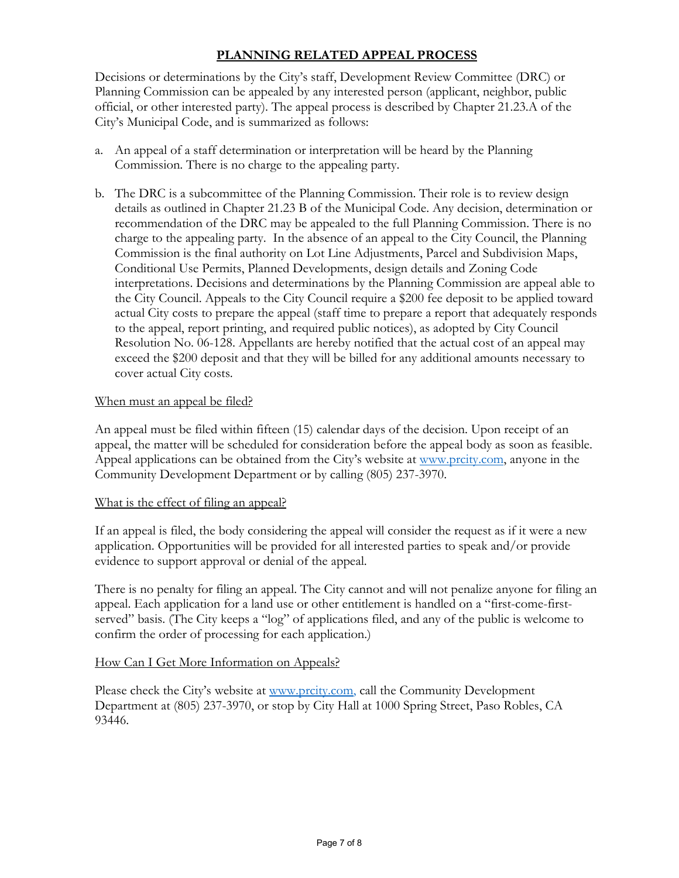# **PLANNING RELATED APPEAL PROCESS**

Decisions or determinations by the City's staff, Development Review Committee (DRC) or Planning Commission can be appealed by any interested person (applicant, neighbor, public official, or other interested party). The appeal process is described by Chapter 21.23.A of the City's Municipal Code, and is summarized as follows:

a. An appeal of a staff determination or interpretation will be heard by the Planning Commission. There is no charge to the appealing party.

b. The DRC is a subcommittee of the Planning Commission. Their role is to review design details as outlined in Chapter 21.23 B of the Municipal Code. Any decision, determination or recommendation of the DRC may be appealed to the full Planning Commission. There is no charge to the appealing party. In the absence of an appeal to the City Council, the Planning Commission is the final authority on Lot Line Adjustments, Parcel and Subdivision Maps, Conditional Use Permits, Planned Developments, design details and Zoning Code interpretations. Decisions and determinations by the Planning Commission are appeal able to the City Council. Appeals to the City Council require a $200 fee deposit to be applied toward actual City costs to prepare the appeal (staff time to prepare a report that adequately responds to the appeal, report printing, and required public notices), as adopted by City Council Resolution No. 06-128. Appellants are hereby notified that the actual cost of an appeal may exceed the $200 deposit and that they will be billed for any additional amounts necessary to cover actual City costs.

<u>When must an appeal be filed?</u>

An appeal must be filed within fifteen (15) calendar days of the decision. Upon receipt of an appeal, the matter will be scheduled for consideration before the appeal body as soon as feasible. Appeal applications can be obtained from the City's website at www.prcity.com, anyone in the Community Development Department or by calling (805) 237-3970.

<u>What is the effect of filing an appeal?</u>

If an appeal is filed, the body considering the appeal will consider the request as if it were a new application. Opportunities will be provided for all interested parties to speak and/or provide evidence to support approval or denial of the appeal.

There is no penalty for filing an appeal. The City cannot and will not penalize anyone for filing an appeal. Each application for a land use or other entitlement is handled on a "first-come-first-served" basis. (The City keeps a "log" of applications filed, and any of the public is welcome to confirm the order of processing for each application.)

<u>How Can I Get More Information on Appeals?</u>

Please check the City's website at www.prcity.com, call the Community Development Department at (805) 237-3970, or stop by City Hall at 1000 Spring Street, Paso Robles, CA 93446.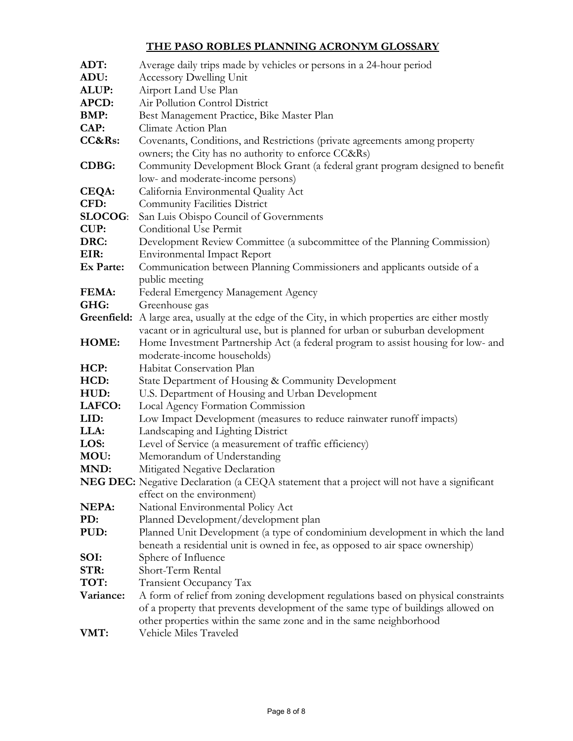## THE PASO ROBLES PLANNING ACRONYM GLOSSARY

**ADT:** Average daily trips made by vehicles or persons in a 24-hour period

**ADU:** Accessory Dwelling Unit

**ALUP:** Airport Land Use Plan

**APCD:** Air Pollution Control District

**BMP:** Best Management Practice, Bike Master Plan

**CAP:** Climate Action Plan

**CC&Rs:** Covenants, Conditions, and Restrictions (private agreements among property owners; the City has no authority to enforce CC&Rs)

**CDBG:** Community Development Block Grant (a federal grant program designed to benefit low- and moderate-income persons)

**CEQA:** California Environmental Quality Act

**CFD:** Community Facilities District

**SLOCOG**: San Luis Obispo Council of Governments

**CUP:** Conditional Use Permit

**DRC:** Development Review Committee (a subcommittee of the Planning Commission)

**EIR:** Environmental Impact Report

**Ex Parte:** Communication between Planning Commissioners and applicants outside of a public meeting

**FEMA:** Federal Emergency Management Agency

**GHG:** Greenhouse gas

**Greenfield:** A large area, usually at the edge of the City, in which properties are either mostly vacant or in agricultural use, but is planned for urban or suburban development

**HOME:** Home Investment Partnership Act (a federal program to assist housing for low- and moderate-income households)

**HCP:** Habitat Conservation Plan

**HCD:** State Department of Housing & Community Development

**HUD:** U.S. Department of Housing and Urban Development

**LAFCO:** Local Agency Formation Commission

**LID:** Low Impact Development (measures to reduce rainwater runoff impacts)

**LLA:** Landscaping and Lighting District

**LOS:** Level of Service (a measurement of traffic efficiency)

**MOU:** Memorandum of Understanding

**MND:** Mitigated Negative Declaration

**NEG DEC:** Negative Declaration (a CEQA statement that a project will not have a significant effect on the environment)

**NEPA:** National Environmental Policy Act

**PD:** Planned Development/development plan

**PUD:** Planned Unit Development (a type of condominium development in which the land beneath a residential unit is owned in fee, as opposed to air space ownership)

**SOI:** Sphere of Influence

**STR:** Short-Term Rental

**TOT:** Transient Occupancy Tax

**Variance:** A form of relief from zoning development regulations based on physical constraints of a property that prevents development of the same type of buildings allowed on other properties within the same zone and in the same neighborhood

**VMT:** Vehicle Miles Traveled